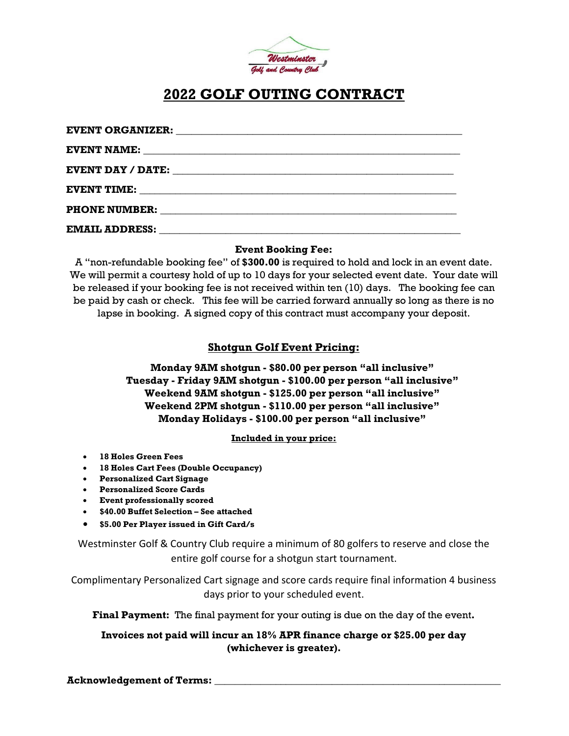# 2022 GOLF OUTING CONTRACT

**EVENT ORGANIZER:** ______________________________________________

**EVENT NAME:** ______________________________________________

**EVENT DAY / DATE:** ______________________________________________

**EVENT TIME:** ______________________________________________

**PHONE NUMBER:** ______________________________________________

**EMAIL ADDRESS:** ______________________________________________

**Event Booking Fee:**

A "non-refundable booking fee" of **$300.00** is required to hold and lock in an event date. We will permit a courtesy hold of up to 10 days for your selected event date. Your date will be released if your booking fee is not received within ten (10) days. The booking fee can be paid by cash or check. This fee will be carried forward annually so long as there is no lapse in booking. A signed copy of this contract must accompany your deposit.

## Shotgun Golf Event Pricing:

**Monday 9AM shotgun - $80.00 per person "all inclusive"**
**Tuesday - Friday 9AM shotgun - $100.00 per person "all inclusive"**
**Weekend 9AM shotgun - $125.00 per person "all inclusive"**
**Weekend 2PM shotgun - $110.00 per person "all inclusive"**
**Monday Holidays - $100.00 per person "all inclusive"**

**Included in your price:**

- **18 Holes Green Fees**
- **18 Holes Cart Fees (Double Occupancy)**
- **Personalized Cart Signage**
- **Personalized Score Cards**
- **Event professionally scored**
- **$40.00 Buffet Selection – See attached**
- **$5.00 Per Player issued in Gift Card/s**

Westminster Golf & Country Club require a minimum of 80 golfers to reserve and close the entire golf course for a shotgun start tournament.

Complimentary Personalized Cart signage and score cards require final information 4 business days prior to your scheduled event.

**Final Payment:** The final payment for your outing is due on the day of the event**.**

**Invoices not paid will incur an 18% APR finance charge or $25.00 per day (whichever is greater).**

**Acknowledgement of Terms:** ______________________________________________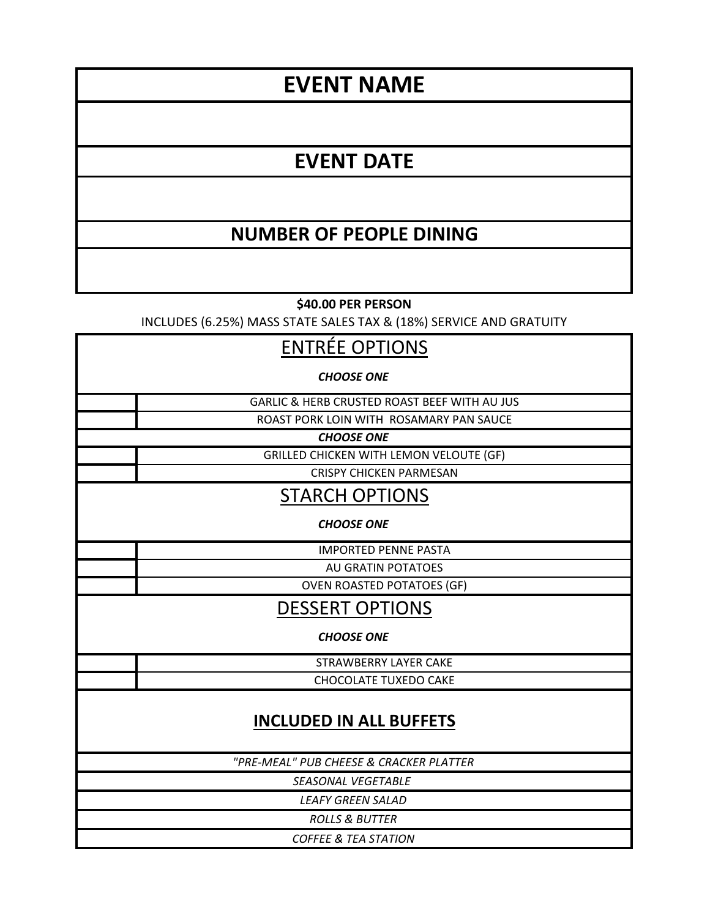| EVENT NAME |
| --- |
| |
| **EVENT DATE** |
| |
| **NUMBER OF PEOPLE DINING** |
| |

**$40.00 PER PERSON**

INCLUDES (6.25%) MASS STATE SALES TAX & (18%) SERVICE AND GRATUITY

| | ENTRÉE OPTIONS<br>***CHOOSE ONE*** |
| --- | --- |
| | GARLIC & HERB CRUSTED ROAST BEEF WITH AU JUS |
| | ROAST PORK LOIN WITH ROSAMARY PAN SAUCE |
| | ***CHOOSE ONE*** |
| | GRILLED CHICKEN WITH LEMON VELOUTE (GF) |
| | CRISPY CHICKEN PARMESAN |
| | STARCH OPTIONS<br>***CHOOSE ONE*** |
| | IMPORTED PENNE PASTA |
| | AU GRATIN POTATOES |
| | OVEN ROASTED POTATOES (GF) |
| | DESSERT OPTIONS<br>***CHOOSE ONE*** |
| | STRAWBERRY LAYER CAKE |
| | CHOCOLATE TUXEDO CAKE |

| INCLUDED IN ALL BUFFETS |
| --- |
| *"PRE-MEAL" PUB CHEESE & CRACKER PLATTER* |
| *SEASONAL VEGETABLE* |
| *LEAFY GREEN SALAD* |
| *ROLLS & BUTTER* |
| *COFFEE & TEA STATION* |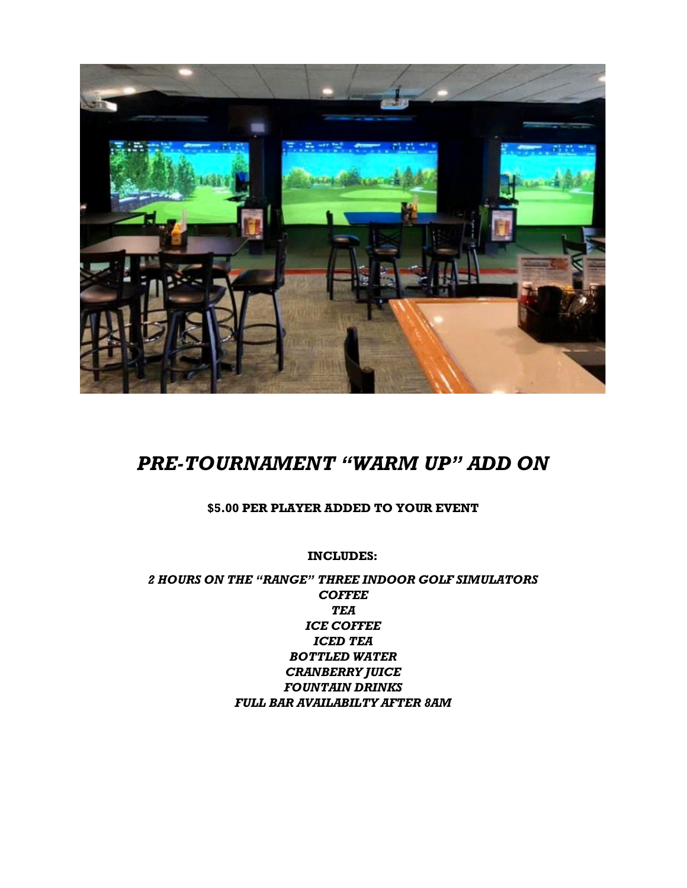# *PRE-TOURNAMENT "WARM UP" ADD ON*

**$5.00 PER PLAYER ADDED TO YOUR EVENT**

**INCLUDES:**

***2 HOURS ON THE "RANGE" THREE INDOOR GOLF SIMULATORS***
***COFFEE***
***TEA***
***ICE COFFEE***
***ICED TEA***
***BOTTLED WATER***
***CRANBERRY JUICE***
***FOUNTAIN DRINKS***
***FULL BAR AVAILABILTY AFTER 8AM***